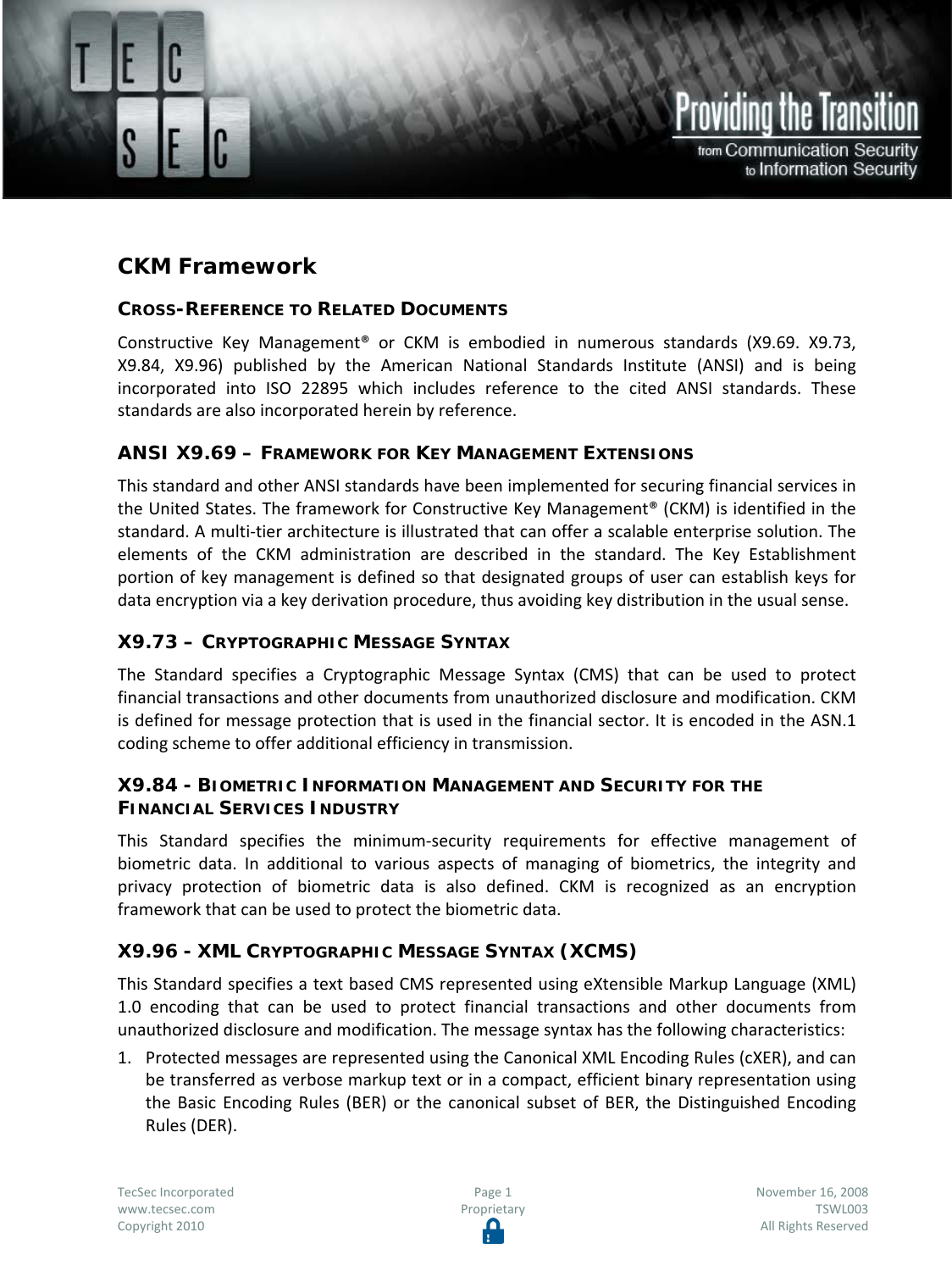# CKM Framework

## Cross-Reference to Related Documents

Constructive Key Management® or CKM is embodied in numerous standards (X9.69. X9.73, X9.84, X9.96) published by the American National Standards Institute (ANSI) and is being incorporated into ISO 22895 which includes reference to the cited ANSI standards. These standards are also incorporated herein by reference.

## ANSI X9.69 – Framework for Key Management Extensions

This standard and other ANSI standards have been implemented for securing financial services in the United States. The framework for Constructive Key Management® (CKM) is identified in the standard. A multi-tier architecture is illustrated that can offer a scalable enterprise solution. The elements of the CKM administration are described in the standard. The Key Establishment portion of key management is defined so that designated groups of user can establish keys for data encryption via a key derivation procedure, thus avoiding key distribution in the usual sense.

## X9.73 – Cryptographic Message Syntax

The Standard specifies a Cryptographic Message Syntax (CMS) that can be used to protect financial transactions and other documents from unauthorized disclosure and modification. CKM is defined for message protection that is used in the financial sector. It is encoded in the ASN.1 coding scheme to offer additional efficiency in transmission.

## X9.84 - Biometric Information Management and Security for the Financial Services Industry

This Standard specifies the minimum-security requirements for effective management of biometric data. In additional to various aspects of managing of biometrics, the integrity and privacy protection of biometric data is also defined. CKM is recognized as an encryption framework that can be used to protect the biometric data.

## X9.96 - XML Cryptographic Message Syntax (XCMS)

This Standard specifies a text based CMS represented using eXtensible Markup Language (XML) 1.0 encoding that can be used to protect financial transactions and other documents from unauthorized disclosure and modification. The message syntax has the following characteristics:

1. Protected messages are represented using the Canonical XML Encoding Rules (cXER), and can be transferred as verbose markup text or in a compact, efficient binary representation using the Basic Encoding Rules (BER) or the canonical subset of BER, the Distinguished Encoding Rules (DER).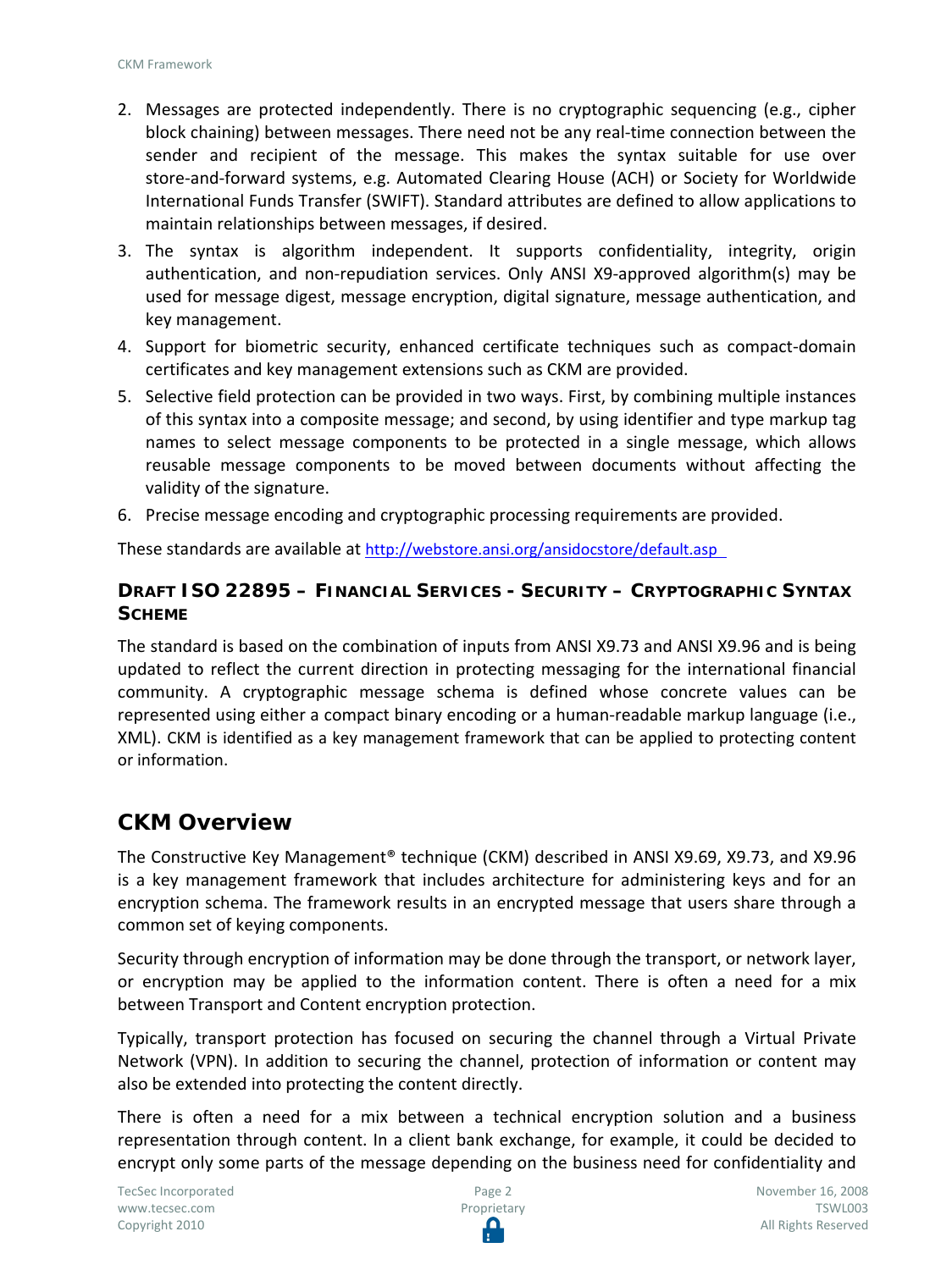2. Messages are protected independently. There is no cryptographic sequencing (e.g., cipher block chaining) between messages. There need not be any real-time connection between the sender and recipient of the message. This makes the syntax suitable for use over store-and-forward systems, e.g. Automated Clearing House (ACH) or Society for Worldwide International Funds Transfer (SWIFT). Standard attributes are defined to allow applications to maintain relationships between messages, if desired.
3. The syntax is algorithm independent. It supports confidentiality, integrity, origin authentication, and non-repudiation services. Only ANSI X9-approved algorithm(s) may be used for message digest, message encryption, digital signature, message authentication, and key management.
4. Support for biometric security, enhanced certificate techniques such as compact-domain certificates and key management extensions such as CKM are provided.
5. Selective field protection can be provided in two ways. First, by combining multiple instances of this syntax into a composite message; and second, by using identifier and type markup tag names to select message components to be protected in a single message, which allows reusable message components to be moved between documents without affecting the validity of the signature.
6. Precise message encoding and cryptographic processing requirements are provided.

These standards are available at http://webstore.ansi.org/ansidocstore/default.asp

### Draft ISO 22895 – Financial Services - Security – Cryptographic Syntax Scheme

The standard is based on the combination of inputs from ANSI X9.73 and ANSI X9.96 and is being updated to reflect the current direction in protecting messaging for the international financial community. A cryptographic message schema is defined whose concrete values can be represented using either a compact binary encoding or a human-readable markup language (i.e., XML). CKM is identified as a key management framework that can be applied to protecting content or information.

## CKM Overview

The Constructive Key Management® technique (CKM) described in ANSI X9.69, X9.73, and X9.96 is a key management framework that includes architecture for administering keys and for an encryption schema. The framework results in an encrypted message that users share through a common set of keying components.

Security through encryption of information may be done through the transport, or network layer, or encryption may be applied to the information content. There is often a need for a mix between Transport and Content encryption protection.

Typically, transport protection has focused on securing the channel through a Virtual Private Network (VPN). In addition to securing the channel, protection of information or content may also be extended into protecting the content directly.

There is often a need for a mix between a technical encryption solution and a business representation through content. In a client bank exchange, for example, it could be decided to encrypt only some parts of the message depending on the business need for confidentiality and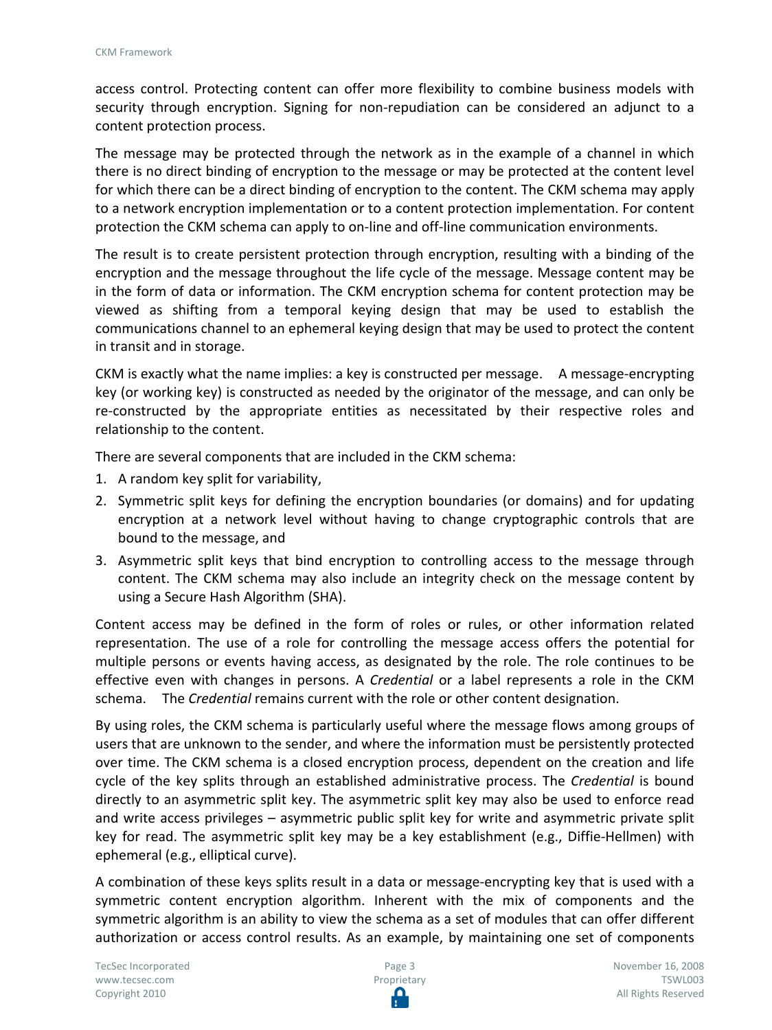access control. Protecting content can offer more flexibility to combine business models with security through encryption. Signing for non-repudiation can be considered an adjunct to a content protection process.

The message may be protected through the network as in the example of a channel in which there is no direct binding of encryption to the message or may be protected at the content level for which there can be a direct binding of encryption to the content. The CKM schema may apply to a network encryption implementation or to a content protection implementation. For content protection the CKM schema can apply to on-line and off-line communication environments.

The result is to create persistent protection through encryption, resulting with a binding of the encryption and the message throughout the life cycle of the message. Message content may be in the form of data or information. The CKM encryption schema for content protection may be viewed as shifting from a temporal keying design that may be used to establish the communications channel to an ephemeral keying design that may be used to protect the content in transit and in storage.

CKM is exactly what the name implies: a key is constructed per message. A message-encrypting key (or working key) is constructed as needed by the originator of the message, and can only be re-constructed by the appropriate entities as necessitated by their respective roles and relationship to the content.

There are several components that are included in the CKM schema:

1. A random key split for variability,
2. Symmetric split keys for defining the encryption boundaries (or domains) and for updating encryption at a network level without having to change cryptographic controls that are bound to the message, and
3. Asymmetric split keys that bind encryption to controlling access to the message through content. The CKM schema may also include an integrity check on the message content by using a Secure Hash Algorithm (SHA).

Content access may be defined in the form of roles or rules, or other information related representation. The use of a role for controlling the message access offers the potential for multiple persons or events having access, as designated by the role. The role continues to be effective even with changes in persons. A *Credential* or a label represents a role in the CKM schema. The *Credential* remains current with the role or other content designation.

By using roles, the CKM schema is particularly useful where the message flows among groups of users that are unknown to the sender, and where the information must be persistently protected over time. The CKM schema is a closed encryption process, dependent on the creation and life cycle of the key splits through an established administrative process. The *Credential* is bound directly to an asymmetric split key. The asymmetric split key may also be used to enforce read and write access privileges – asymmetric public split key for write and asymmetric private split key for read. The asymmetric split key may be a key establishment (e.g., Diffie-Hellmen) with ephemeral (e.g., elliptical curve).

A combination of these keys splits result in a data or message-encrypting key that is used with a symmetric content encryption algorithm. Inherent with the mix of components and the symmetric algorithm is an ability to view the schema as a set of modules that can offer different authorization or access control results. As an example, by maintaining one set of components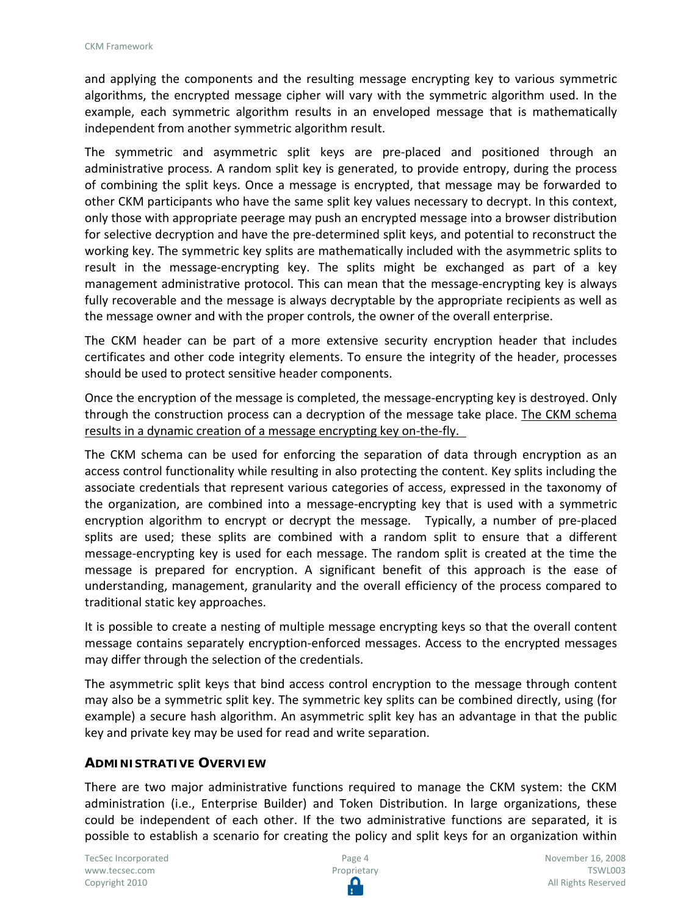and applying the components and the resulting message encrypting key to various symmetric algorithms, the encrypted message cipher will vary with the symmetric algorithm used. In the example, each symmetric algorithm results in an enveloped message that is mathematically independent from another symmetric algorithm result.

The symmetric and asymmetric split keys are pre-placed and positioned through an administrative process. A random split key is generated, to provide entropy, during the process of combining the split keys. Once a message is encrypted, that message may be forwarded to other CKM participants who have the same split key values necessary to decrypt. In this context, only those with appropriate peerage may push an encrypted message into a browser distribution for selective decryption and have the pre-determined split keys, and potential to reconstruct the working key. The symmetric key splits are mathematically included with the asymmetric splits to result in the message-encrypting key. The splits might be exchanged as part of a key management administrative protocol. This can mean that the message-encrypting key is always fully recoverable and the message is always decryptable by the appropriate recipients as well as the message owner and with the proper controls, the owner of the overall enterprise.

The CKM header can be part of a more extensive security encryption header that includes certificates and other code integrity elements. To ensure the integrity of the header, processes should be used to protect sensitive header components.

Once the encryption of the message is completed, the message-encrypting key is destroyed. Only through the construction process can a decryption of the message take place. <u>The CKM schema results in a dynamic creation of a message encrypting key on-the-fly.</u>

The CKM schema can be used for enforcing the separation of data through encryption as an access control functionality while resulting in also protecting the content. Key splits including the associate credentials that represent various categories of access, expressed in the taxonomy of the organization, are combined into a message-encrypting key that is used with a symmetric encryption algorithm to encrypt or decrypt the message. Typically, a number of pre-placed splits are used; these splits are combined with a random split to ensure that a different message-encrypting key is used for each message. The random split is created at the time the message is prepared for encryption. A significant benefit of this approach is the ease of understanding, management, granularity and the overall efficiency of the process compared to traditional static key approaches.

It is possible to create a nesting of multiple message encrypting keys so that the overall content message contains separately encryption-enforced messages. Access to the encrypted messages may differ through the selection of the credentials.

The asymmetric split keys that bind access control encryption to the message through content may also be a symmetric split key. The symmetric key splits can be combined directly, using (for example) a secure hash algorithm. An asymmetric split key has an advantage in that the public key and private key may be used for read and write separation.

### ADMINISTRATIVE OVERVIEW

There are two major administrative functions required to manage the CKM system: the CKM administration (i.e., Enterprise Builder) and Token Distribution. In large organizations, these could be independent of each other. If the two administrative functions are separated, it is possible to establish a scenario for creating the policy and split keys for an organization within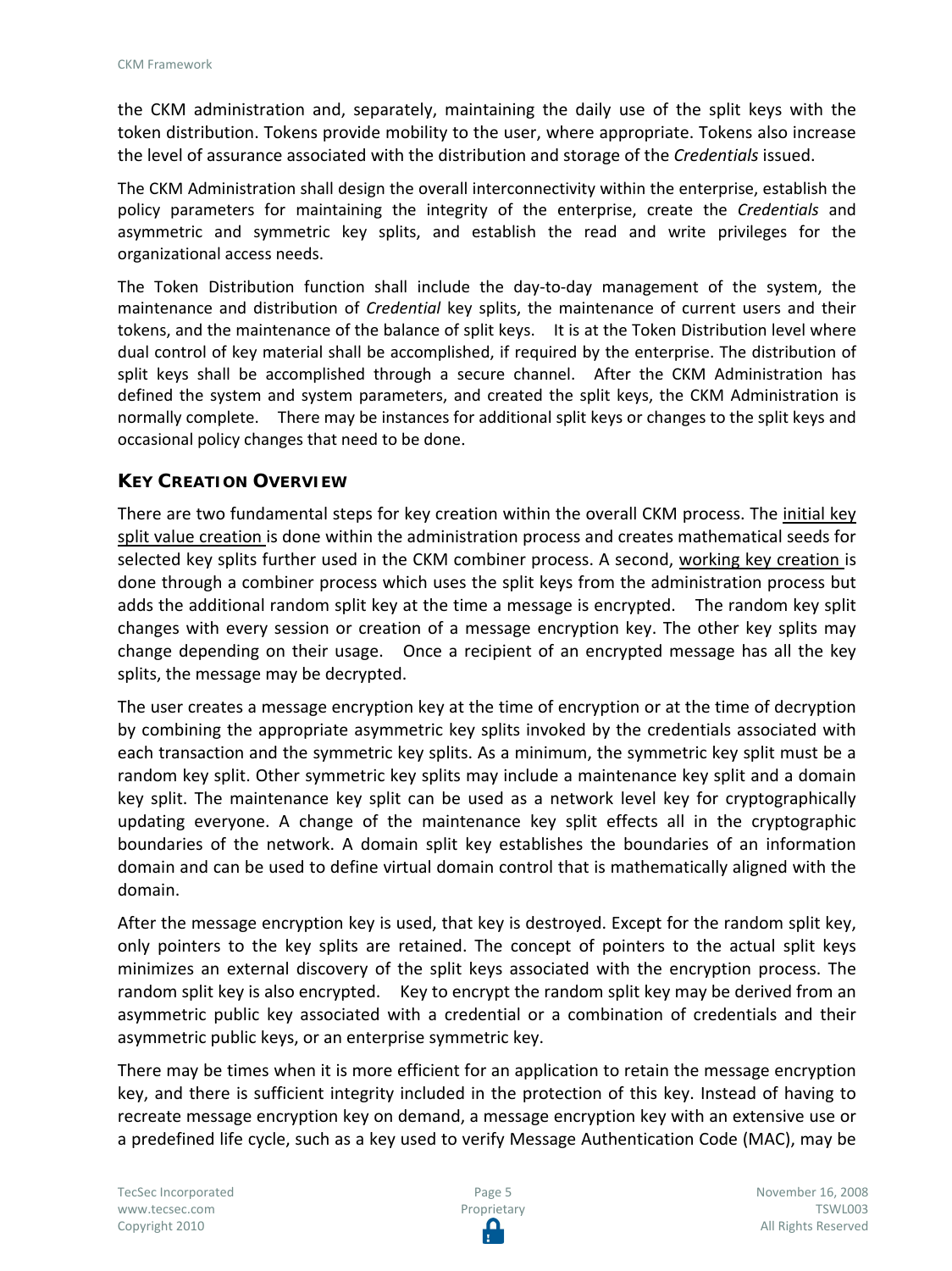the CKM administration and, separately, maintaining the daily use of the split keys with the token distribution. Tokens provide mobility to the user, where appropriate. Tokens also increase the level of assurance associated with the distribution and storage of the *Credentials* issued.

The CKM Administration shall design the overall interconnectivity within the enterprise, establish the policy parameters for maintaining the integrity of the enterprise, create the *Credentials* and asymmetric and symmetric key splits, and establish the read and write privileges for the organizational access needs.

The Token Distribution function shall include the day-to-day management of the system, the maintenance and distribution of *Credential* key splits, the maintenance of current users and their tokens, and the maintenance of the balance of split keys. It is at the Token Distribution level where dual control of key material shall be accomplished, if required by the enterprise. The distribution of split keys shall be accomplished through a secure channel. After the CKM Administration has defined the system and system parameters, and created the split keys, the CKM Administration is normally complete. There may be instances for additional split keys or changes to the split keys and occasional policy changes that need to be done.

## KEY CREATION OVERVIEW

There are two fundamental steps for key creation within the overall CKM process. The <u>initial key split value creation</u> is done within the administration process and creates mathematical seeds for selected key splits further used in the CKM combiner process. A second, <u>working key creation</u> is done through a combiner process which uses the split keys from the administration process but adds the additional random split key at the time a message is encrypted. The random key split changes with every session or creation of a message encryption key. The other key splits may change depending on their usage. Once a recipient of an encrypted message has all the key splits, the message may be decrypted.

The user creates a message encryption key at the time of encryption or at the time of decryption by combining the appropriate asymmetric key splits invoked by the credentials associated with each transaction and the symmetric key splits. As a minimum, the symmetric key split must be a random key split. Other symmetric key splits may include a maintenance key split and a domain key split. The maintenance key split can be used as a network level key for cryptographically updating everyone. A change of the maintenance key split effects all in the cryptographic boundaries of the network. A domain split key establishes the boundaries of an information domain and can be used to define virtual domain control that is mathematically aligned with the domain.

After the message encryption key is used, that key is destroyed. Except for the random split key, only pointers to the key splits are retained. The concept of pointers to the actual split keys minimizes an external discovery of the split keys associated with the encryption process. The random split key is also encrypted. Key to encrypt the random split key may be derived from an asymmetric public key associated with a credential or a combination of credentials and their asymmetric public keys, or an enterprise symmetric key.

There may be times when it is more efficient for an application to retain the message encryption key, and there is sufficient integrity included in the protection of this key. Instead of having to recreate message encryption key on demand, a message encryption key with an extensive use or a predefined life cycle, such as a key used to verify Message Authentication Code (MAC), may be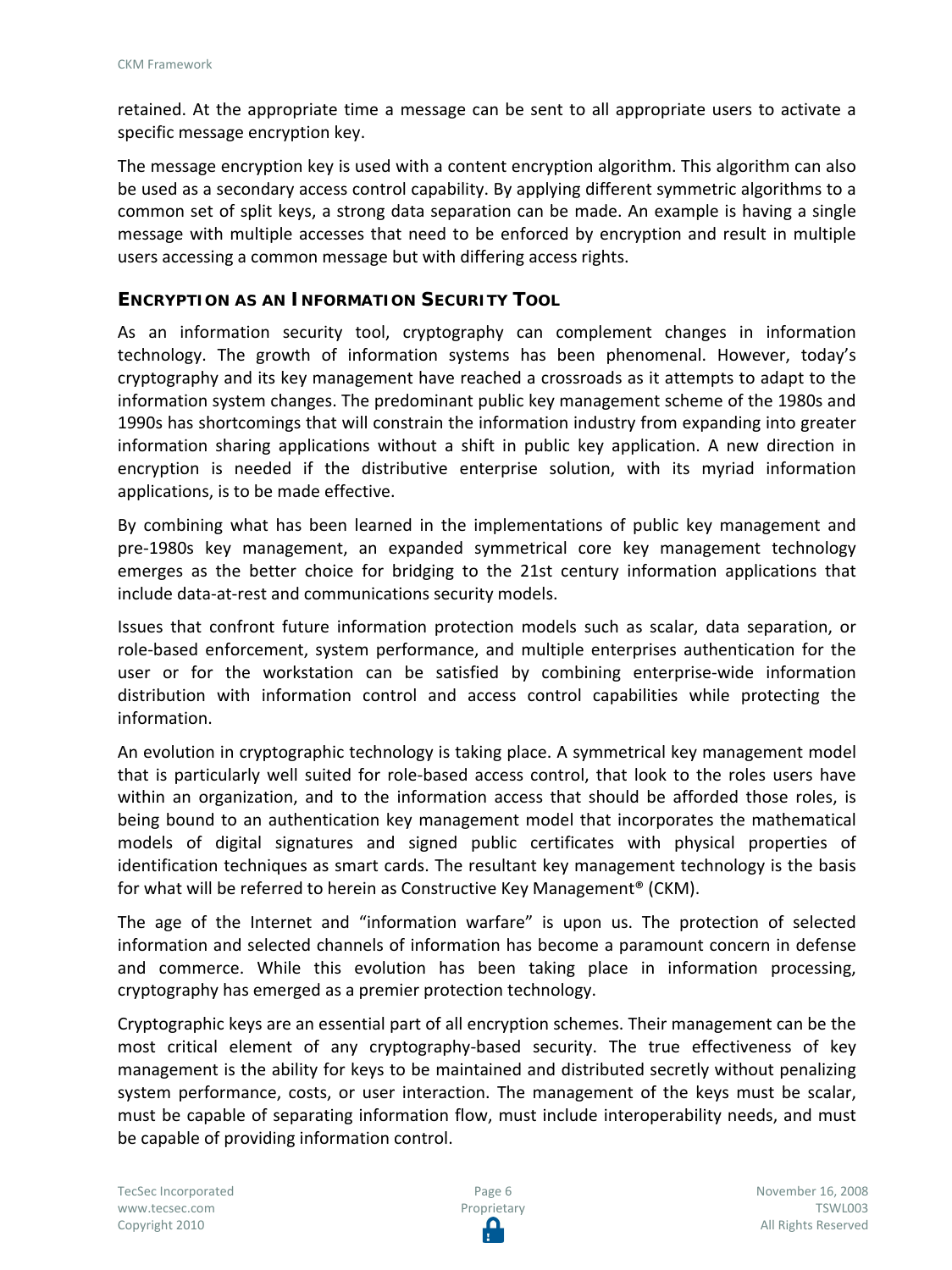retained. At the appropriate time a message can be sent to all appropriate users to activate a specific message encryption key.

The message encryption key is used with a content encryption algorithm. This algorithm can also be used as a secondary access control capability. By applying different symmetric algorithms to a common set of split keys, a strong data separation can be made. An example is having a single message with multiple accesses that need to be enforced by encryption and result in multiple users accessing a common message but with differing access rights.

## ENCRYPTION AS AN INFORMATION SECURITY TOOL

As an information security tool, cryptography can complement changes in information technology. The growth of information systems has been phenomenal. However, today's cryptography and its key management have reached a crossroads as it attempts to adapt to the information system changes. The predominant public key management scheme of the 1980s and 1990s has shortcomings that will constrain the information industry from expanding into greater information sharing applications without a shift in public key application. A new direction in encryption is needed if the distributive enterprise solution, with its myriad information applications, is to be made effective.

By combining what has been learned in the implementations of public key management and pre-1980s key management, an expanded symmetrical core key management technology emerges as the better choice for bridging to the 21st century information applications that include data-at-rest and communications security models.

Issues that confront future information protection models such as scalar, data separation, or role-based enforcement, system performance, and multiple enterprises authentication for the user or for the workstation can be satisfied by combining enterprise-wide information distribution with information control and access control capabilities while protecting the information.

An evolution in cryptographic technology is taking place. A symmetrical key management model that is particularly well suited for role-based access control, that look to the roles users have within an organization, and to the information access that should be afforded those roles, is being bound to an authentication key management model that incorporates the mathematical models of digital signatures and signed public certificates with physical properties of identification techniques as smart cards. The resultant key management technology is the basis for what will be referred to herein as Constructive Key Management® (CKM).

The age of the Internet and "information warfare" is upon us. The protection of selected information and selected channels of information has become a paramount concern in defense and commerce. While this evolution has been taking place in information processing, cryptography has emerged as a premier protection technology.

Cryptographic keys are an essential part of all encryption schemes. Their management can be the most critical element of any cryptography-based security. The true effectiveness of key management is the ability for keys to be maintained and distributed secretly without penalizing system performance, costs, or user interaction. The management of the keys must be scalar, must be capable of separating information flow, must include interoperability needs, and must be capable of providing information control.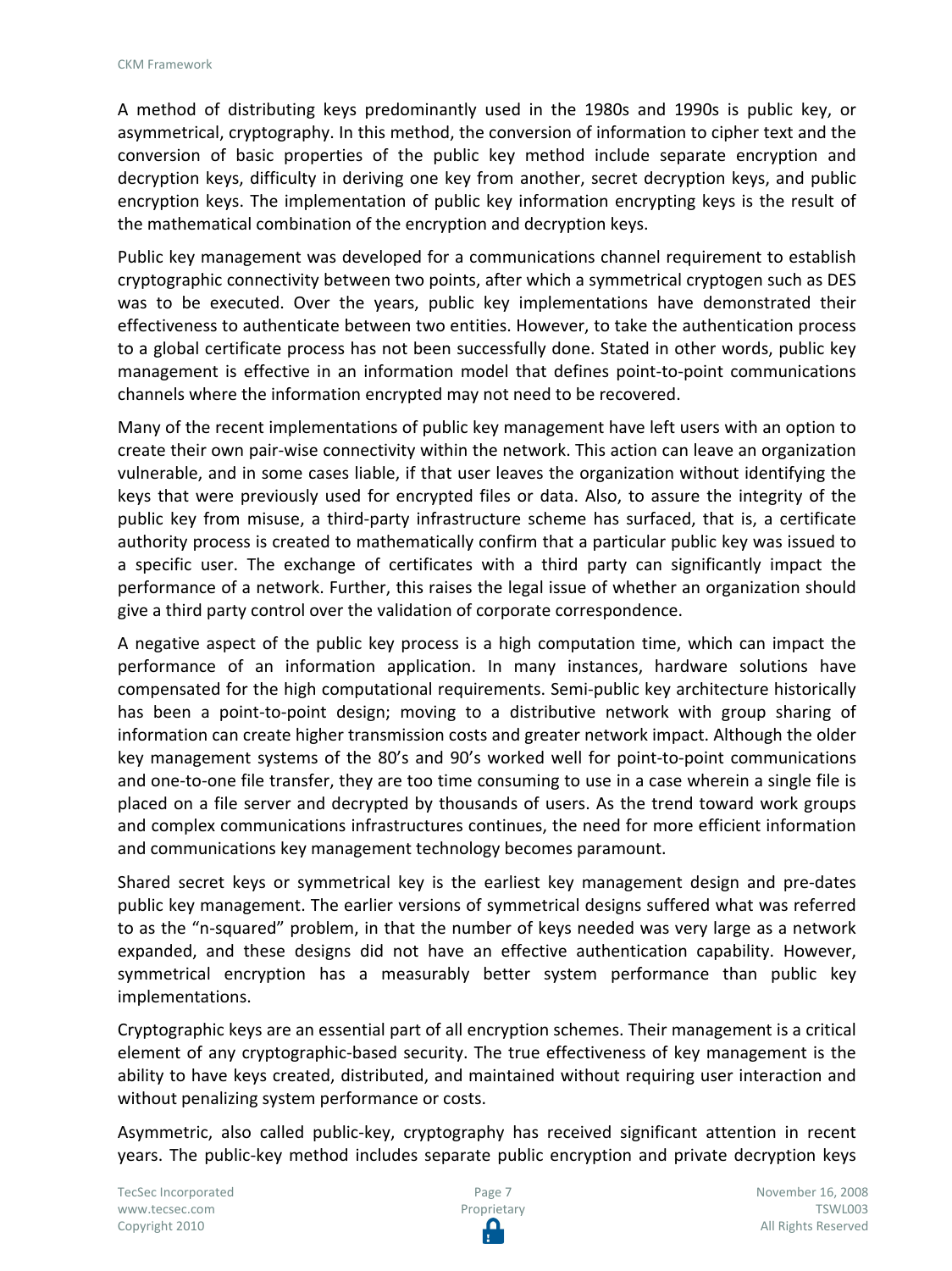A method of distributing keys predominantly used in the 1980s and 1990s is public key, or asymmetrical, cryptography. In this method, the conversion of information to cipher text and the conversion of basic properties of the public key method include separate encryption and decryption keys, difficulty in deriving one key from another, secret decryption keys, and public encryption keys. The implementation of public key information encrypting keys is the result of the mathematical combination of the encryption and decryption keys.

Public key management was developed for a communications channel requirement to establish cryptographic connectivity between two points, after which a symmetrical cryptogen such as DES was to be executed. Over the years, public key implementations have demonstrated their effectiveness to authenticate between two entities. However, to take the authentication process to a global certificate process has not been successfully done. Stated in other words, public key management is effective in an information model that defines point-to-point communications channels where the information encrypted may not need to be recovered.

Many of the recent implementations of public key management have left users with an option to create their own pair-wise connectivity within the network. This action can leave an organization vulnerable, and in some cases liable, if that user leaves the organization without identifying the keys that were previously used for encrypted files or data. Also, to assure the integrity of the public key from misuse, a third-party infrastructure scheme has surfaced, that is, a certificate authority process is created to mathematically confirm that a particular public key was issued to a specific user. The exchange of certificates with a third party can significantly impact the performance of a network. Further, this raises the legal issue of whether an organization should give a third party control over the validation of corporate correspondence.

A negative aspect of the public key process is a high computation time, which can impact the performance of an information application. In many instances, hardware solutions have compensated for the high computational requirements. Semi-public key architecture historically has been a point-to-point design; moving to a distributive network with group sharing of information can create higher transmission costs and greater network impact. Although the older key management systems of the 80's and 90's worked well for point-to-point communications and one-to-one file transfer, they are too time consuming to use in a case wherein a single file is placed on a file server and decrypted by thousands of users. As the trend toward work groups and complex communications infrastructures continues, the need for more efficient information and communications key management technology becomes paramount.

Shared secret keys or symmetrical key is the earliest key management design and pre-dates public key management. The earlier versions of symmetrical designs suffered what was referred to as the "n-squared" problem, in that the number of keys needed was very large as a network expanded, and these designs did not have an effective authentication capability. However, symmetrical encryption has a measurably better system performance than public key implementations.

Cryptographic keys are an essential part of all encryption schemes. Their management is a critical element of any cryptographic-based security. The true effectiveness of key management is the ability to have keys created, distributed, and maintained without requiring user interaction and without penalizing system performance or costs.

Asymmetric, also called public-key, cryptography has received significant attention in recent years. The public-key method includes separate public encryption and private decryption keys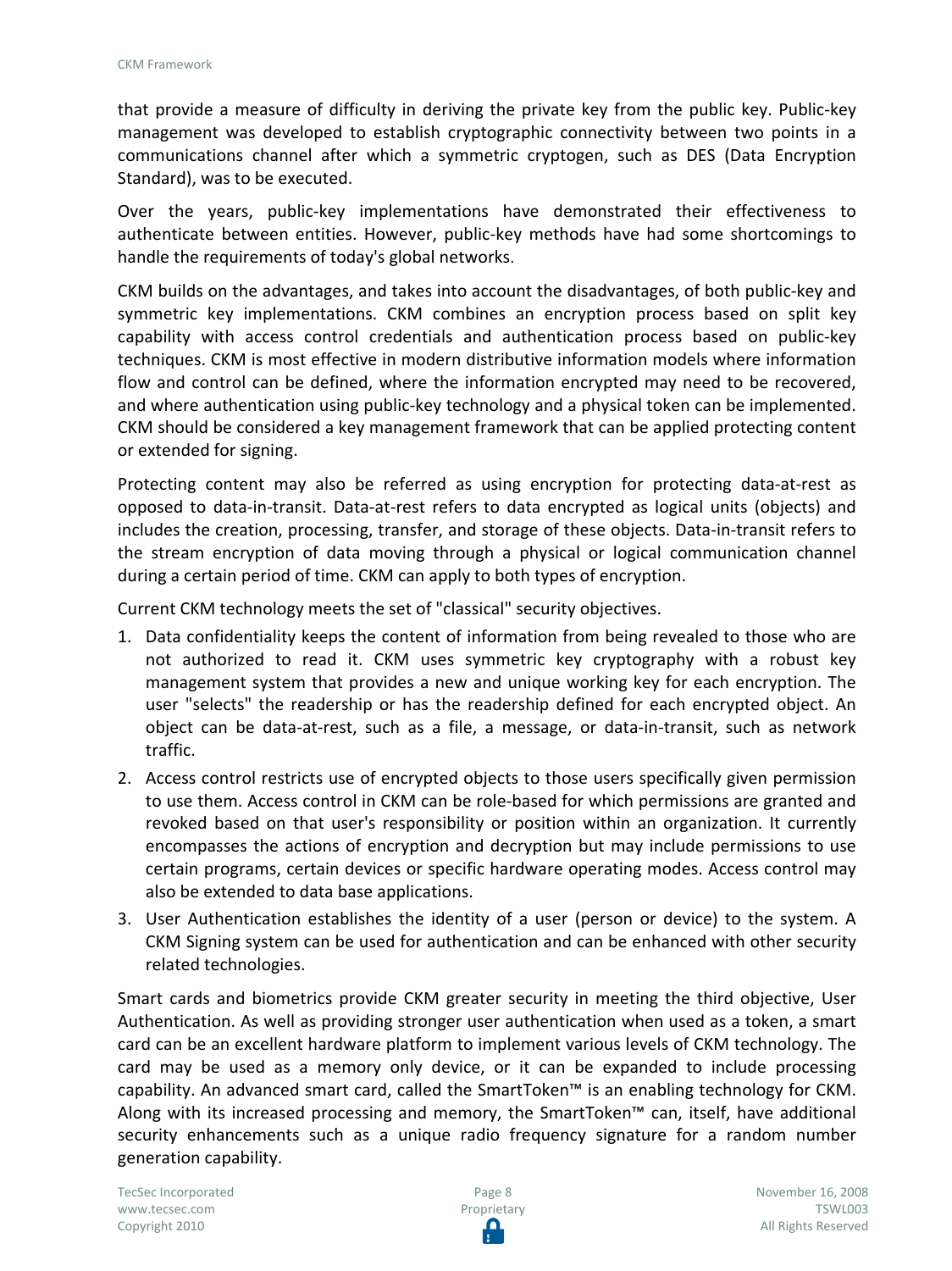that provide a measure of difficulty in deriving the private key from the public key. Public-key management was developed to establish cryptographic connectivity between two points in a communications channel after which a symmetric cryptogen, such as DES (Data Encryption Standard), was to be executed.

Over the years, public-key implementations have demonstrated their effectiveness to authenticate between entities. However, public-key methods have had some shortcomings to handle the requirements of today's global networks.

CKM builds on the advantages, and takes into account the disadvantages, of both public-key and symmetric key implementations. CKM combines an encryption process based on split key capability with access control credentials and authentication process based on public-key techniques. CKM is most effective in modern distributive information models where information flow and control can be defined, where the information encrypted may need to be recovered, and where authentication using public-key technology and a physical token can be implemented. CKM should be considered a key management framework that can be applied protecting content or extended for signing.

Protecting content may also be referred as using encryption for protecting data-at-rest as opposed to data-in-transit. Data-at-rest refers to data encrypted as logical units (objects) and includes the creation, processing, transfer, and storage of these objects. Data-in-transit refers to the stream encryption of data moving through a physical or logical communication channel during a certain period of time. CKM can apply to both types of encryption.

Current CKM technology meets the set of "classical" security objectives.

1. Data confidentiality keeps the content of information from being revealed to those who are not authorized to read it. CKM uses symmetric key cryptography with a robust key management system that provides a new and unique working key for each encryption. The user "selects" the readership or has the readership defined for each encrypted object. An object can be data-at-rest, such as a file, a message, or data-in-transit, such as network traffic.
2. Access control restricts use of encrypted objects to those users specifically given permission to use them. Access control in CKM can be role-based for which permissions are granted and revoked based on that user's responsibility or position within an organization. It currently encompasses the actions of encryption and decryption but may include permissions to use certain programs, certain devices or specific hardware operating modes. Access control may also be extended to data base applications.
3. User Authentication establishes the identity of a user (person or device) to the system. A CKM Signing system can be used for authentication and can be enhanced with other security related technologies.

Smart cards and biometrics provide CKM greater security in meeting the third objective, User Authentication. As well as providing stronger user authentication when used as a token, a smart card can be an excellent hardware platform to implement various levels of CKM technology. The card may be used as a memory only device, or it can be expanded to include processing capability. An advanced smart card, called the SmartToken™ is an enabling technology for CKM. Along with its increased processing and memory, the SmartToken™ can, itself, have additional security enhancements such as a unique radio frequency signature for a random number generation capability.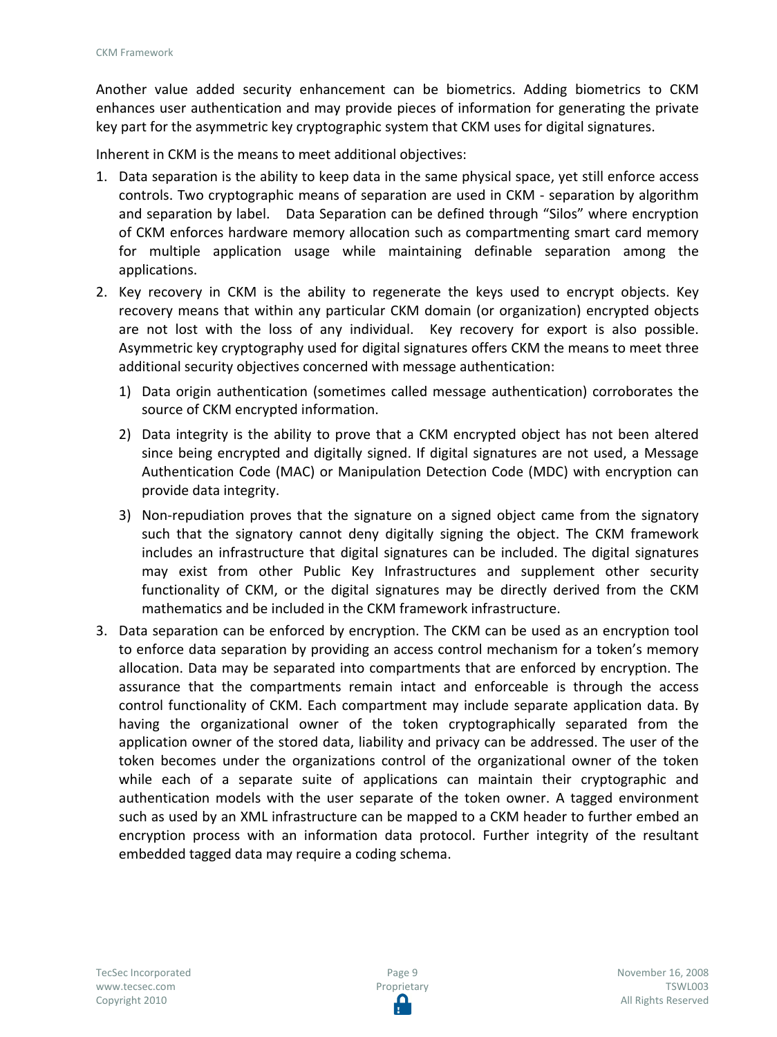Another value added security enhancement can be biometrics. Adding biometrics to CKM enhances user authentication and may provide pieces of information for generating the private key part for the asymmetric key cryptographic system that CKM uses for digital signatures.

Inherent in CKM is the means to meet additional objectives:

1. Data separation is the ability to keep data in the same physical space, yet still enforce access controls. Two cryptographic means of separation are used in CKM - separation by algorithm and separation by label. Data Separation can be defined through "Silos" where encryption of CKM enforces hardware memory allocation such as compartmenting smart card memory for multiple application usage while maintaining definable separation among the applications.
2. Key recovery in CKM is the ability to regenerate the keys used to encrypt objects. Key recovery means that within any particular CKM domain (or organization) encrypted objects are not lost with the loss of any individual. Key recovery for export is also possible. Asymmetric key cryptography used for digital signatures offers CKM the means to meet three additional security objectives concerned with message authentication:
   1) Data origin authentication (sometimes called message authentication) corroborates the source of CKM encrypted information.
   2) Data integrity is the ability to prove that a CKM encrypted object has not been altered since being encrypted and digitally signed. If digital signatures are not used, a Message Authentication Code (MAC) or Manipulation Detection Code (MDC) with encryption can provide data integrity.
   3) Non-repudiation proves that the signature on a signed object came from the signatory such that the signatory cannot deny digitally signing the object. The CKM framework includes an infrastructure that digital signatures can be included. The digital signatures may exist from other Public Key Infrastructures and supplement other security functionality of CKM, or the digital signatures may be directly derived from the CKM mathematics and be included in the CKM framework infrastructure.
3. Data separation can be enforced by encryption. The CKM can be used as an encryption tool to enforce data separation by providing an access control mechanism for a token's memory allocation. Data may be separated into compartments that are enforced by encryption. The assurance that the compartments remain intact and enforceable is through the access control functionality of CKM. Each compartment may include separate application data. By having the organizational owner of the token cryptographically separated from the application owner of the stored data, liability and privacy can be addressed. The user of the token becomes under the organizations control of the organizational owner of the token while each of a separate suite of applications can maintain their cryptographic and authentication models with the user separate of the token owner. A tagged environment such as used by an XML infrastructure can be mapped to a CKM header to further embed an encryption process with an information data protocol. Further integrity of the resultant embedded tagged data may require a coding schema.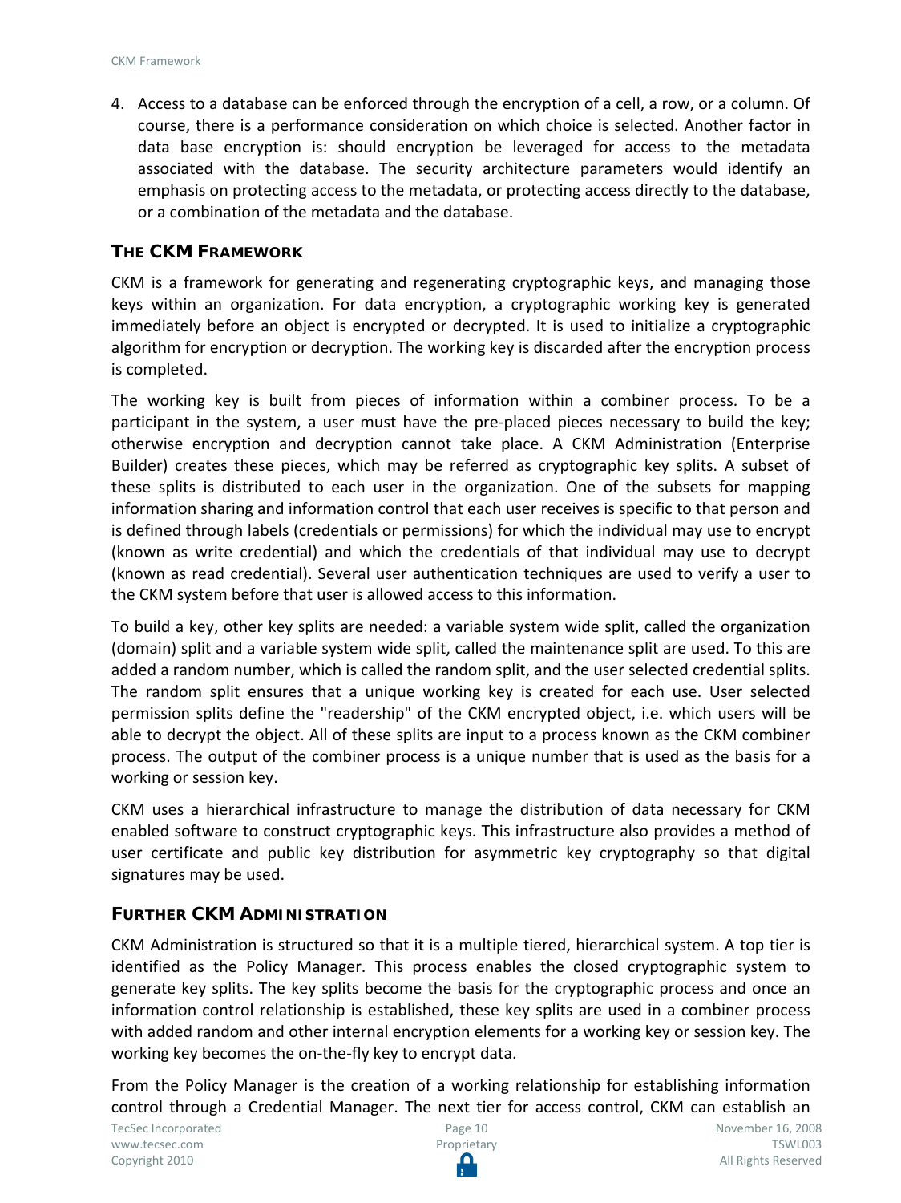4. Access to a database can be enforced through the encryption of a cell, a row, or a column. Of course, there is a performance consideration on which choice is selected. Another factor in data base encryption is: should encryption be leveraged for access to the metadata associated with the database. The security architecture parameters would identify an emphasis on protecting access to the metadata, or protecting access directly to the database, or a combination of the metadata and the database.

### The CKM Framework

CKM is a framework for generating and regenerating cryptographic keys, and managing those keys within an organization. For data encryption, a cryptographic working key is generated immediately before an object is encrypted or decrypted. It is used to initialize a cryptographic algorithm for encryption or decryption. The working key is discarded after the encryption process is completed.

The working key is built from pieces of information within a combiner process. To be a participant in the system, a user must have the pre-placed pieces necessary to build the key; otherwise encryption and decryption cannot take place. A CKM Administration (Enterprise Builder) creates these pieces, which may be referred as cryptographic key splits. A subset of these splits is distributed to each user in the organization. One of the subsets for mapping information sharing and information control that each user receives is specific to that person and is defined through labels (credentials or permissions) for which the individual may use to encrypt (known as write credential) and which the credentials of that individual may use to decrypt (known as read credential). Several user authentication techniques are used to verify a user to the CKM system before that user is allowed access to this information.

To build a key, other key splits are needed: a variable system wide split, called the organization (domain) split and a variable system wide split, called the maintenance split are used. To this are added a random number, which is called the random split, and the user selected credential splits. The random split ensures that a unique working key is created for each use. User selected permission splits define the "readership" of the CKM encrypted object, i.e. which users will be able to decrypt the object. All of these splits are input to a process known as the CKM combiner process. The output of the combiner process is a unique number that is used as the basis for a working or session key.

CKM uses a hierarchical infrastructure to manage the distribution of data necessary for CKM enabled software to construct cryptographic keys. This infrastructure also provides a method of user certificate and public key distribution for asymmetric key cryptography so that digital signatures may be used.

### Further CKM Administration

CKM Administration is structured so that it is a multiple tiered, hierarchical system. A top tier is identified as the Policy Manager. This process enables the closed cryptographic system to generate key splits. The key splits become the basis for the cryptographic process and once an information control relationship is established, these key splits are used in a combiner process with added random and other internal encryption elements for a working key or session key. The working key becomes the on-the-fly key to encrypt data.

From the Policy Manager is the creation of a working relationship for establishing information control through a Credential Manager. The next tier for access control, CKM can establish an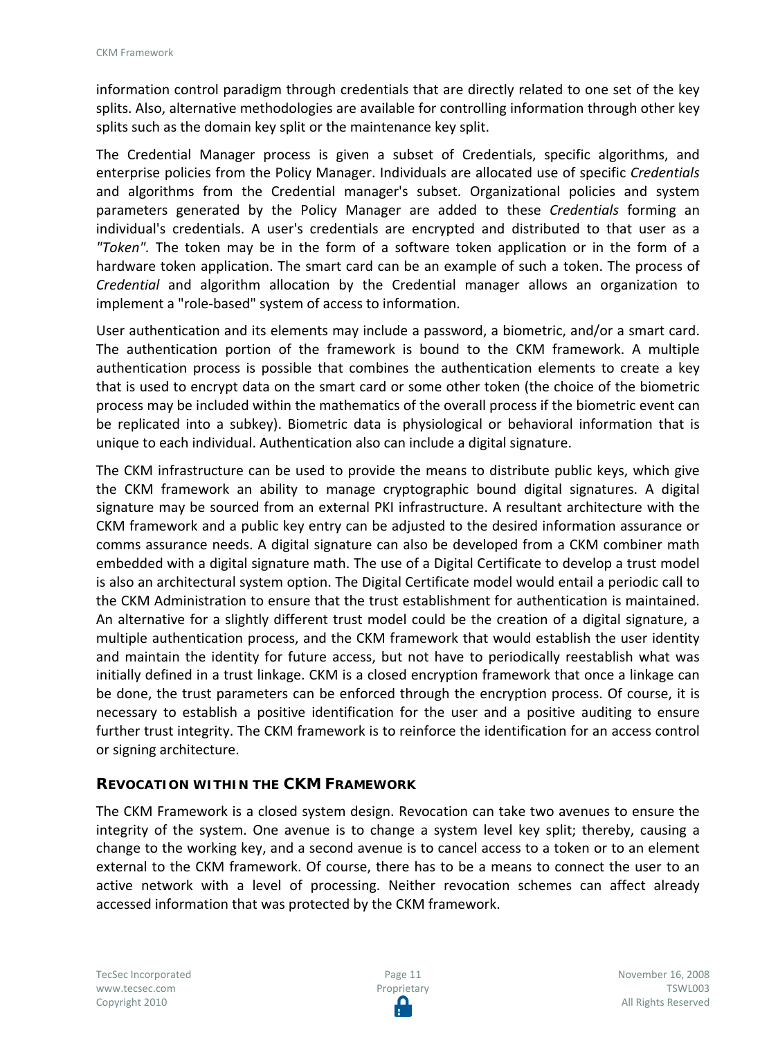information control paradigm through credentials that are directly related to one set of the key splits. Also, alternative methodologies are available for controlling information through other key splits such as the domain key split or the maintenance key split.

The Credential Manager process is given a subset of Credentials, specific algorithms, and enterprise policies from the Policy Manager. Individuals are allocated use of specific *Credentials* and algorithms from the Credential manager's subset. Organizational policies and system parameters generated by the Policy Manager are added to these *Credentials* forming an individual's credentials. A user's credentials are encrypted and distributed to that user as a *"Token".* The token may be in the form of a software token application or in the form of a hardware token application. The smart card can be an example of such a token. The process of *Credential* and algorithm allocation by the Credential manager allows an organization to implement a "role-based" system of access to information.

User authentication and its elements may include a password, a biometric, and/or a smart card. The authentication portion of the framework is bound to the CKM framework. A multiple authentication process is possible that combines the authentication elements to create a key that is used to encrypt data on the smart card or some other token (the choice of the biometric process may be included within the mathematics of the overall process if the biometric event can be replicated into a subkey). Biometric data is physiological or behavioral information that is unique to each individual. Authentication also can include a digital signature.

The CKM infrastructure can be used to provide the means to distribute public keys, which give the CKM framework an ability to manage cryptographic bound digital signatures. A digital signature may be sourced from an external PKI infrastructure. A resultant architecture with the CKM framework and a public key entry can be adjusted to the desired information assurance or comms assurance needs. A digital signature can also be developed from a CKM combiner math embedded with a digital signature math. The use of a Digital Certificate to develop a trust model is also an architectural system option. The Digital Certificate model would entail a periodic call to the CKM Administration to ensure that the trust establishment for authentication is maintained. An alternative for a slightly different trust model could be the creation of a digital signature, a multiple authentication process, and the CKM framework that would establish the user identity and maintain the identity for future access, but not have to periodically reestablish what was initially defined in a trust linkage. CKM is a closed encryption framework that once a linkage can be done, the trust parameters can be enforced through the encryption process. Of course, it is necessary to establish a positive identification for the user and a positive auditing to ensure further trust integrity. The CKM framework is to reinforce the identification for an access control or signing architecture.

## Revocation within the CKM Framework

The CKM Framework is a closed system design. Revocation can take two avenues to ensure the integrity of the system. One avenue is to change a system level key split; thereby, causing a change to the working key, and a second avenue is to cancel access to a token or to an element external to the CKM framework. Of course, there has to be a means to connect the user to an active network with a level of processing. Neither revocation schemes can affect already accessed information that was protected by the CKM framework.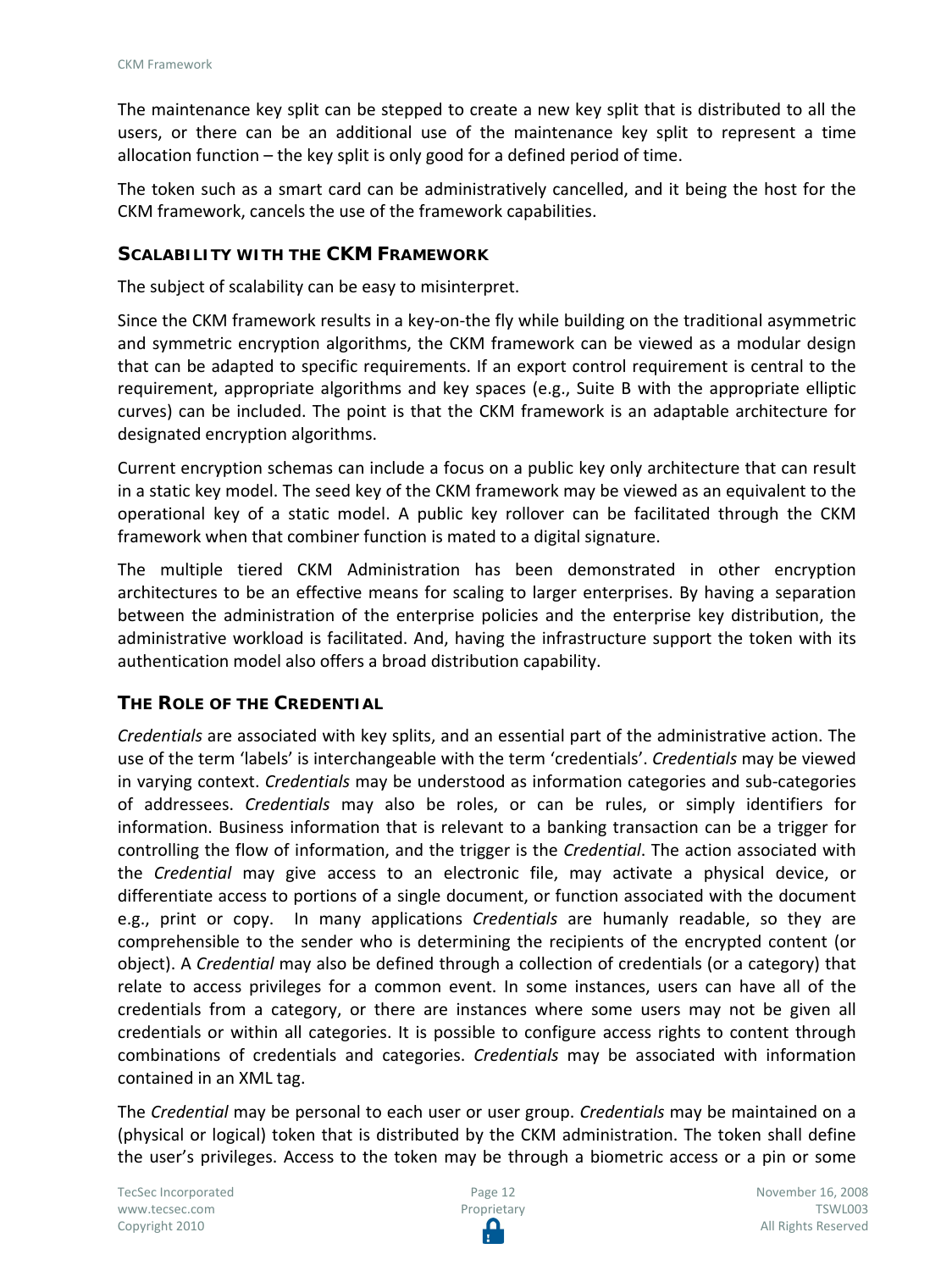The maintenance key split can be stepped to create a new key split that is distributed to all the users, or there can be an additional use of the maintenance key split to represent a time allocation function – the key split is only good for a defined period of time.

The token such as a smart card can be administratively cancelled, and it being the host for the CKM framework, cancels the use of the framework capabilities.

### Scalability with the CKM Framework

The subject of scalability can be easy to misinterpret.

Since the CKM framework results in a key-on-the fly while building on the traditional asymmetric and symmetric encryption algorithms, the CKM framework can be viewed as a modular design that can be adapted to specific requirements. If an export control requirement is central to the requirement, appropriate algorithms and key spaces (e.g., Suite B with the appropriate elliptic curves) can be included. The point is that the CKM framework is an adaptable architecture for designated encryption algorithms.

Current encryption schemas can include a focus on a public key only architecture that can result in a static key model. The seed key of the CKM framework may be viewed as an equivalent to the operational key of a static model. A public key rollover can be facilitated through the CKM framework when that combiner function is mated to a digital signature.

The multiple tiered CKM Administration has been demonstrated in other encryption architectures to be an effective means for scaling to larger enterprises. By having a separation between the administration of the enterprise policies and the enterprise key distribution, the administrative workload is facilitated. And, having the infrastructure support the token with its authentication model also offers a broad distribution capability.

### The Role of the Credential

*Credentials* are associated with key splits, and an essential part of the administrative action. The use of the term 'labels' is interchangeable with the term 'credentials'. *Credentials* may be viewed in varying context. *Credentials* may be understood as information categories and sub-categories of addressees. *Credentials* may also be roles, or can be rules, or simply identifiers for information. Business information that is relevant to a banking transaction can be a trigger for controlling the flow of information, and the trigger is the *Credential*. The action associated with the *Credential* may give access to an electronic file, may activate a physical device, or differentiate access to portions of a single document, or function associated with the document e.g., print or copy. In many applications *Credentials* are humanly readable, so they are comprehensible to the sender who is determining the recipients of the encrypted content (or object). A *Credential* may also be defined through a collection of credentials (or a category) that relate to access privileges for a common event. In some instances, users can have all of the credentials from a category, or there are instances where some users may not be given all credentials or within all categories. It is possible to configure access rights to content through combinations of credentials and categories. *Credentials* may be associated with information contained in an XML tag.

The *Credential* may be personal to each user or user group. *Credentials* may be maintained on a (physical or logical) token that is distributed by the CKM administration. The token shall define the user's privileges. Access to the token may be through a biometric access or a pin or some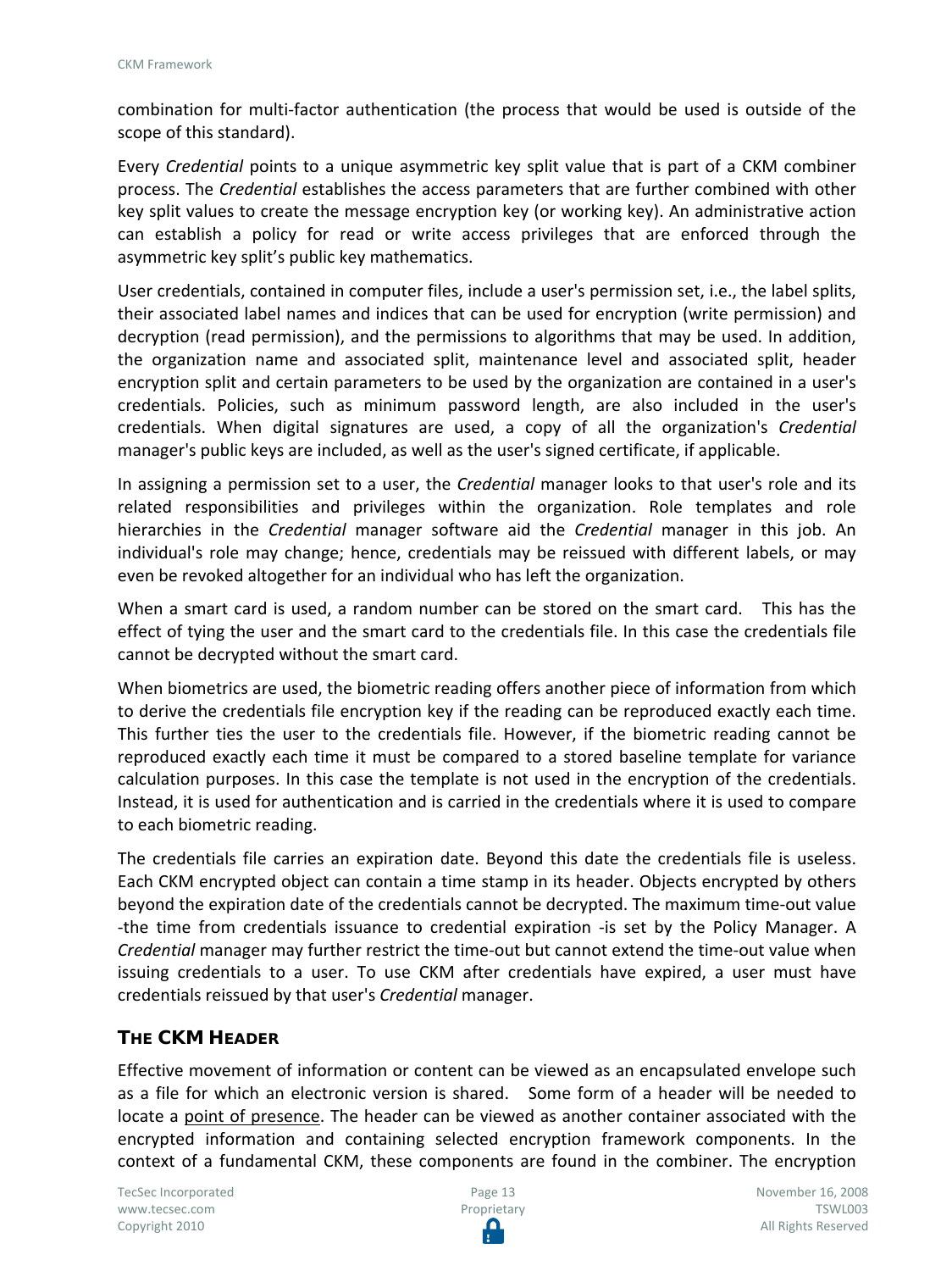combination for multi-factor authentication (the process that would be used is outside of the scope of this standard).

Every *Credential* points to a unique asymmetric key split value that is part of a CKM combiner process. The *Credential* establishes the access parameters that are further combined with other key split values to create the message encryption key (or working key). An administrative action can establish a policy for read or write access privileges that are enforced through the asymmetric key split's public key mathematics.

User credentials, contained in computer files, include a user's permission set, i.e., the label splits, their associated label names and indices that can be used for encryption (write permission) and decryption (read permission), and the permissions to algorithms that may be used. In addition, the organization name and associated split, maintenance level and associated split, header encryption split and certain parameters to be used by the organization are contained in a user's credentials. Policies, such as minimum password length, are also included in the user's credentials. When digital signatures are used, a copy of all the organization's *Credential* manager's public keys are included, as well as the user's signed certificate, if applicable.

In assigning a permission set to a user, the *Credential* manager looks to that user's role and its related responsibilities and privileges within the organization. Role templates and role hierarchies in the *Credential* manager software aid the *Credential* manager in this job. An individual's role may change; hence, credentials may be reissued with different labels, or may even be revoked altogether for an individual who has left the organization.

When a smart card is used, a random number can be stored on the smart card. This has the effect of tying the user and the smart card to the credentials file. In this case the credentials file cannot be decrypted without the smart card.

When biometrics are used, the biometric reading offers another piece of information from which to derive the credentials file encryption key if the reading can be reproduced exactly each time. This further ties the user to the credentials file. However, if the biometric reading cannot be reproduced exactly each time it must be compared to a stored baseline template for variance calculation purposes. In this case the template is not used in the encryption of the credentials. Instead, it is used for authentication and is carried in the credentials where it is used to compare to each biometric reading.

The credentials file carries an expiration date. Beyond this date the credentials file is useless. Each CKM encrypted object can contain a time stamp in its header. Objects encrypted by others beyond the expiration date of the credentials cannot be decrypted. The maximum time-out value -the time from credentials issuance to credential expiration -is set by the Policy Manager. A *Credential* manager may further restrict the time-out but cannot extend the time-out value when issuing credentials to a user. To use CKM after credentials have expired, a user must have credentials reissued by that user's *Credential* manager.

## The CKM Header

Effective movement of information or content can be viewed as an encapsulated envelope such as a file for which an electronic version is shared. Some form of a header will be needed to locate a point of presence. The header can be viewed as another container associated with the encrypted information and containing selected encryption framework components. In the context of a fundamental CKM, these components are found in the combiner. The encryption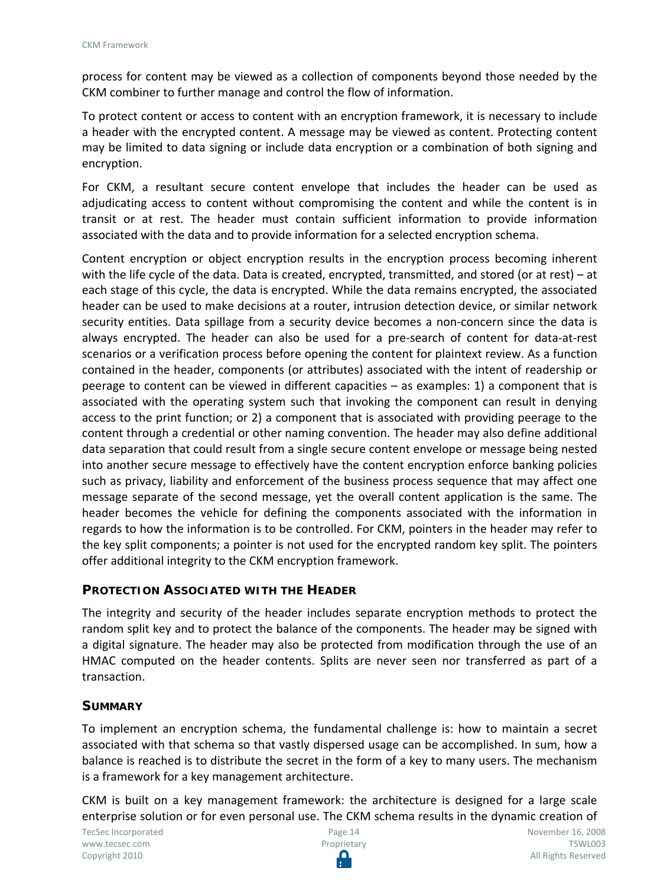process for content may be viewed as a collection of components beyond those needed by the CKM combiner to further manage and control the flow of information.

To protect content or access to content with an encryption framework, it is necessary to include a header with the encrypted content. A message may be viewed as content. Protecting content may be limited to data signing or include data encryption or a combination of both signing and encryption.

For CKM, a resultant secure content envelope that includes the header can be used as adjudicating access to content without compromising the content and while the content is in transit or at rest. The header must contain sufficient information to provide information associated with the data and to provide information for a selected encryption schema.

Content encryption or object encryption results in the encryption process becoming inherent with the life cycle of the data. Data is created, encrypted, transmitted, and stored (or at rest) – at each stage of this cycle, the data is encrypted. While the data remains encrypted, the associated header can be used to make decisions at a router, intrusion detection device, or similar network security entities. Data spillage from a security device becomes a non-concern since the data is always encrypted. The header can also be used for a pre-search of content for data-at-rest scenarios or a verification process before opening the content for plaintext review. As a function contained in the header, components (or attributes) associated with the intent of readership or peerage to content can be viewed in different capacities – as examples: 1) a component that is associated with the operating system such that invoking the component can result in denying access to the print function; or 2) a component that is associated with providing peerage to the content through a credential or other naming convention. The header may also define additional data separation that could result from a single secure content envelope or message being nested into another secure message to effectively have the content encryption enforce banking policies such as privacy, liability and enforcement of the business process sequence that may affect one message separate of the second message, yet the overall content application is the same. The header becomes the vehicle for defining the components associated with the information in regards to how the information is to be controlled. For CKM, pointers in the header may refer to the key split components; a pointer is not used for the encrypted random key split. The pointers offer additional integrity to the CKM encryption framework.

### Protection Associated with the Header

The integrity and security of the header includes separate encryption methods to protect the random split key and to protect the balance of the components. The header may be signed with a digital signature. The header may also be protected from modification through the use of an HMAC computed on the header contents. Splits are never seen nor transferred as part of a transaction.

### Summary

To implement an encryption schema, the fundamental challenge is: how to maintain a secret associated with that schema so that vastly dispersed usage can be accomplished. In sum, how a balance is reached is to distribute the secret in the form of a key to many users. The mechanism is a framework for a key management architecture.

CKM is built on a key management framework: the architecture is designed for a large scale enterprise solution or for even personal use. The CKM schema results in the dynamic creation of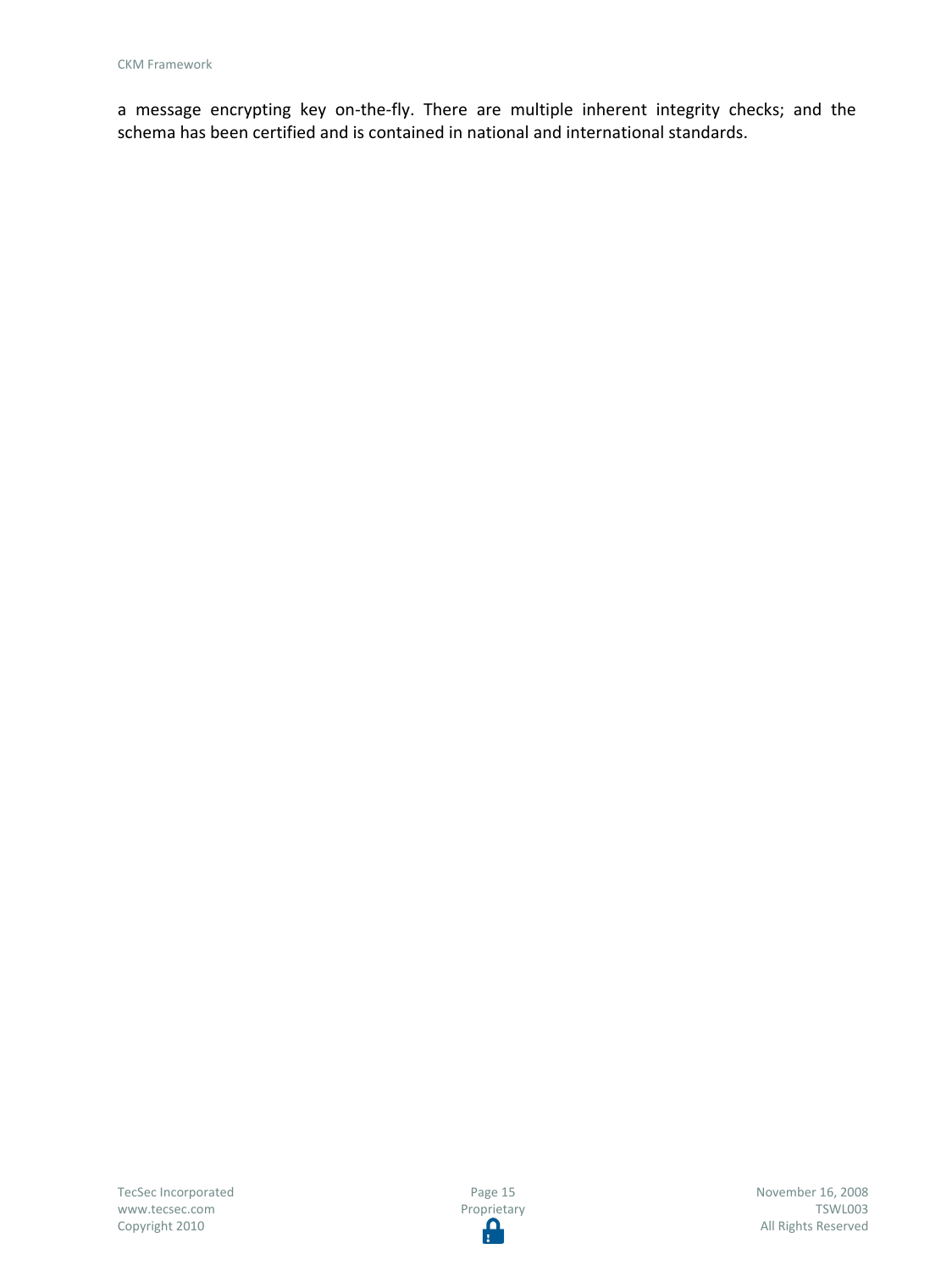a message encrypting key on-the-fly. There are multiple inherent integrity checks; and the schema has been certified and is contained in national and international standards.